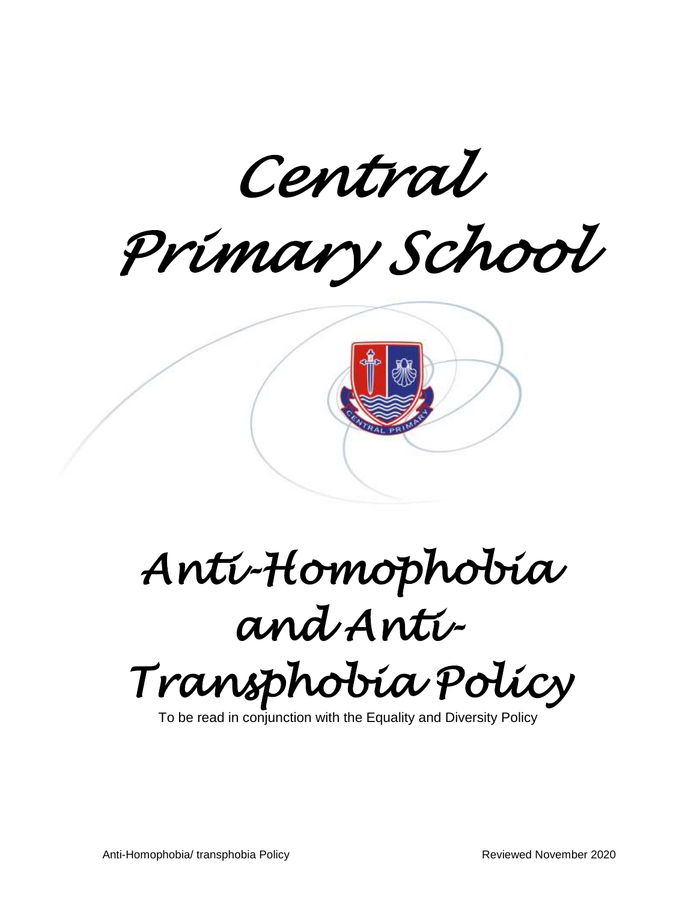# Central Primary School

# Anti-Homophobia and Anti-Transphobia Policy

To be read in conjunction with the Equality and Diversity Policy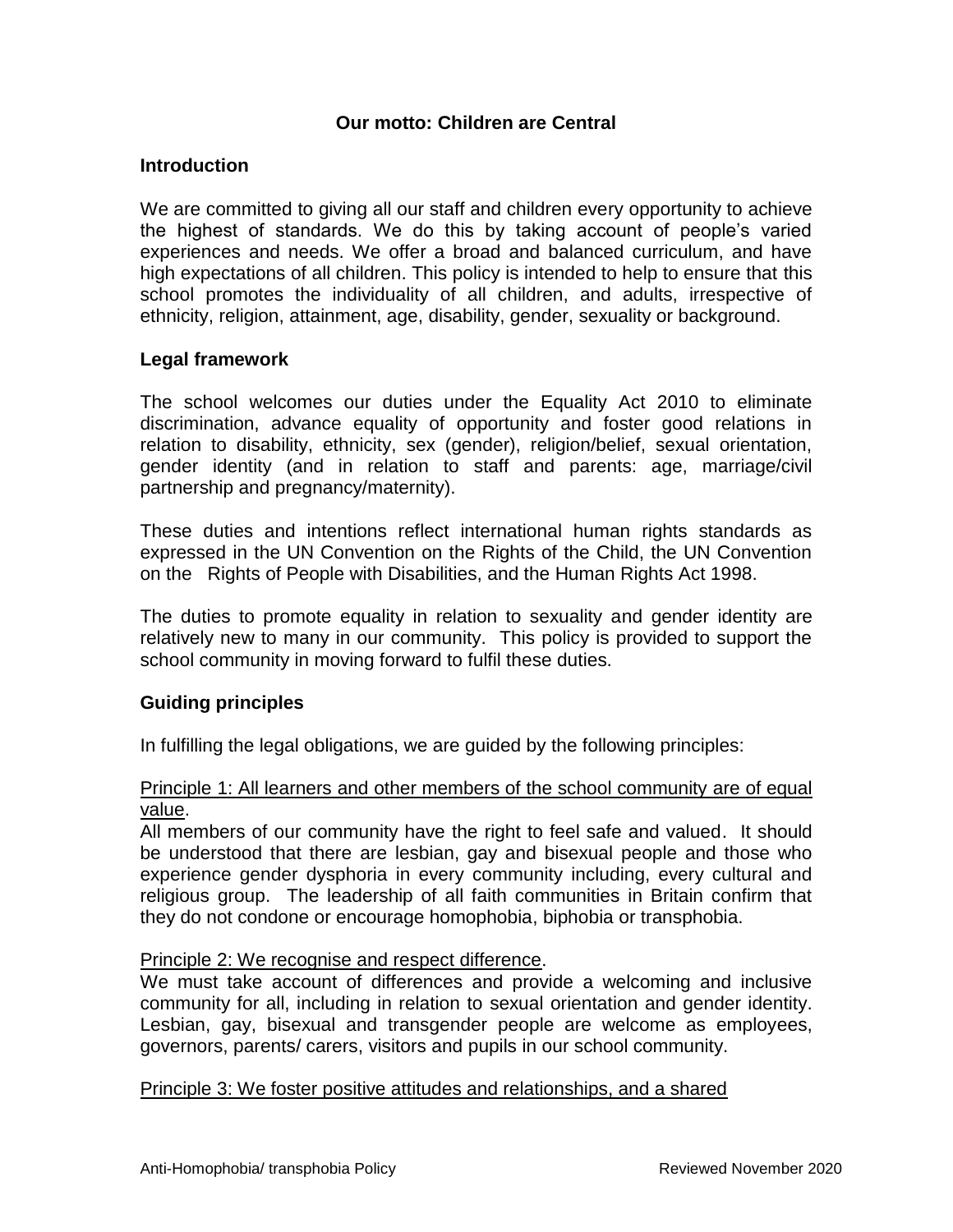**Our motto: Children are Central**

## Introduction

We are committed to giving all our staff and children every opportunity to achieve the highest of standards. We do this by taking account of people's varied experiences and needs. We offer a broad and balanced curriculum, and have high expectations of all children. This policy is intended to help to ensure that this school promotes the individuality of all children, and adults, irrespective of ethnicity, religion, attainment, age, disability, gender, sexuality or background.

## Legal framework

The school welcomes our duties under the Equality Act 2010 to eliminate discrimination, advance equality of opportunity and foster good relations in relation to disability, ethnicity, sex (gender), religion/belief, sexual orientation, gender identity (and in relation to staff and parents: age, marriage/civil partnership and pregnancy/maternity).

These duties and intentions reflect international human rights standards as expressed in the UN Convention on the Rights of the Child, the UN Convention on the Rights of People with Disabilities, and the Human Rights Act 1998.

The duties to promote equality in relation to sexuality and gender identity are relatively new to many in our community. This policy is provided to support the school community in moving forward to fulfil these duties.

## Guiding principles

In fulfilling the legal obligations, we are guided by the following principles:

<u>Principle 1: All learners and other members of the school community are of equal value</u>.

All members of our community have the right to feel safe and valued. It should be understood that there are lesbian, gay and bisexual people and those who experience gender dysphoria in every community including, every cultural and religious group. The leadership of all faith communities in Britain confirm that they do not condone or encourage homophobia, biphobia or transphobia.

<u>Principle 2: We recognise and respect difference</u>.

We must take account of differences and provide a welcoming and inclusive community for all, including in relation to sexual orientation and gender identity. Lesbian, gay, bisexual and transgender people are welcome as employees, governors, parents/ carers, visitors and pupils in our school community.

<u>Principle 3: We foster positive attitudes and relationships, and a shared</u>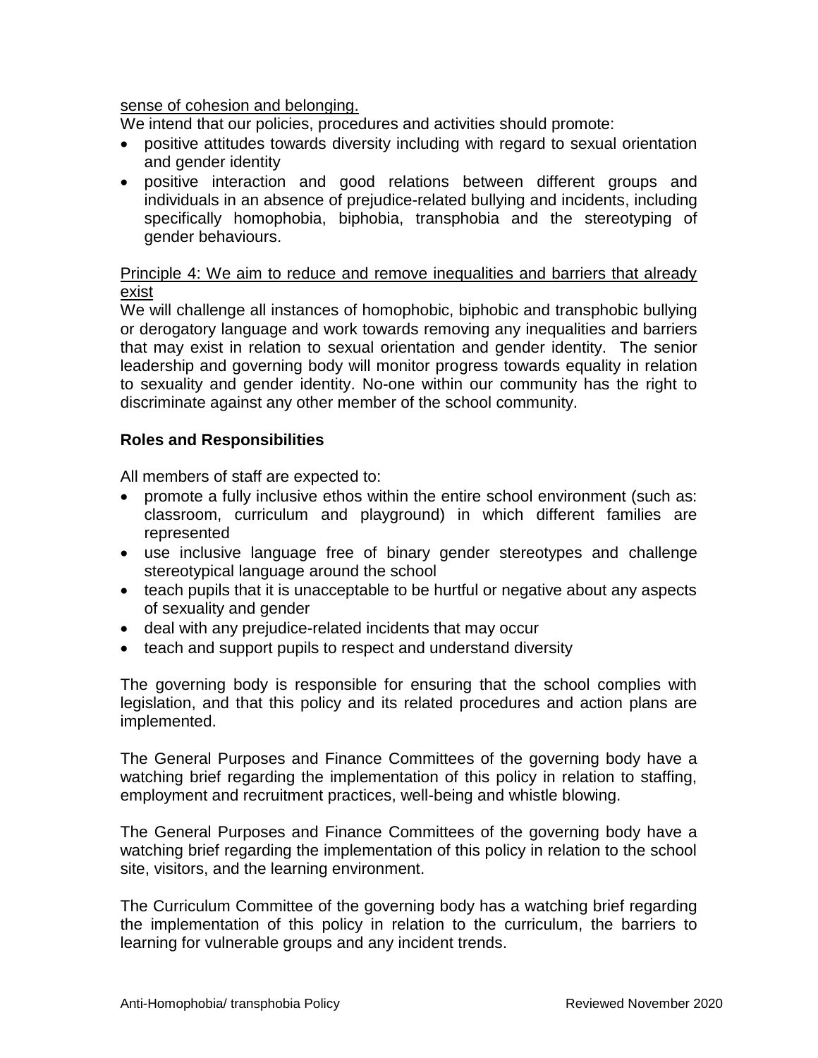<u>sense of cohesion and belonging.</u>

We intend that our policies, procedures and activities should promote:

- positive attitudes towards diversity including with regard to sexual orientation and gender identity
- positive interaction and good relations between different groups and individuals in an absence of prejudice-related bullying and incidents, including specifically homophobia, biphobia, transphobia and the stereotyping of gender behaviours.

<u>Principle 4: We aim to reduce and remove inequalities and barriers that already exist</u>

We will challenge all instances of homophobic, biphobic and transphobic bullying or derogatory language and work towards removing any inequalities and barriers that may exist in relation to sexual orientation and gender identity. The senior leadership and governing body will monitor progress towards equality in relation to sexuality and gender identity. No-one within our community has the right to discriminate against any other member of the school community.

## Roles and Responsibilities

All members of staff are expected to:

- promote a fully inclusive ethos within the entire school environment (such as: classroom, curriculum and playground) in which different families are represented
- use inclusive language free of binary gender stereotypes and challenge stereotypical language around the school
- teach pupils that it is unacceptable to be hurtful or negative about any aspects of sexuality and gender
- deal with any prejudice-related incidents that may occur
- teach and support pupils to respect and understand diversity

The governing body is responsible for ensuring that the school complies with legislation, and that this policy and its related procedures and action plans are implemented.

The General Purposes and Finance Committees of the governing body have a watching brief regarding the implementation of this policy in relation to staffing, employment and recruitment practices, well-being and whistle blowing.

The General Purposes and Finance Committees of the governing body have a watching brief regarding the implementation of this policy in relation to the school site, visitors, and the learning environment.

The Curriculum Committee of the governing body has a watching brief regarding the implementation of this policy in relation to the curriculum, the barriers to learning for vulnerable groups and any incident trends.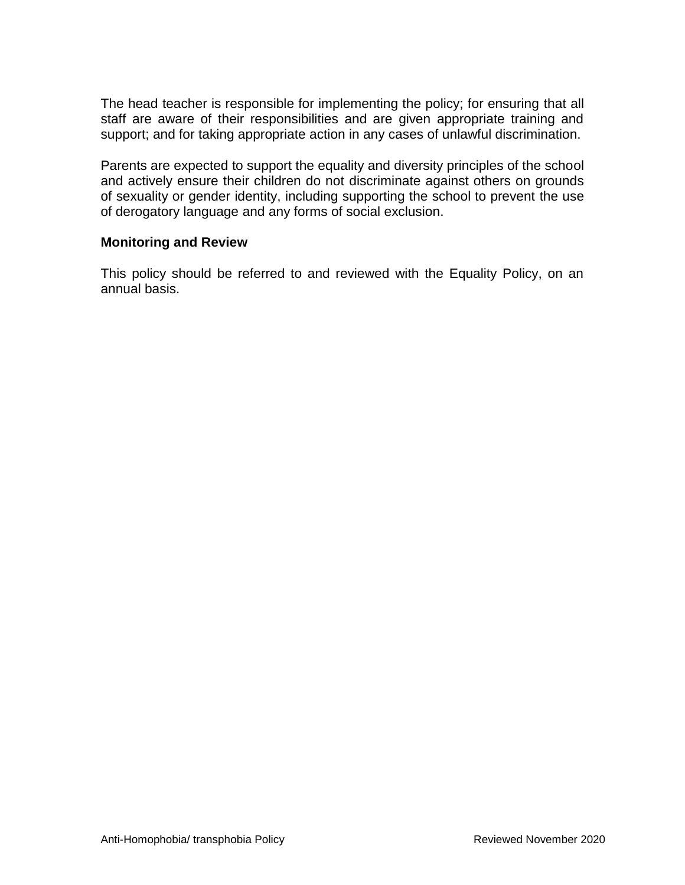The head teacher is responsible for implementing the policy; for ensuring that all staff are aware of their responsibilities and are given appropriate training and support; and for taking appropriate action in any cases of unlawful discrimination.

Parents are expected to support the equality and diversity principles of the school and actively ensure their children do not discriminate against others on grounds of sexuality or gender identity, including supporting the school to prevent the use of derogatory language and any forms of social exclusion.

**Monitoring and Review**

This policy should be referred to and reviewed with the Equality Policy, on an annual basis.